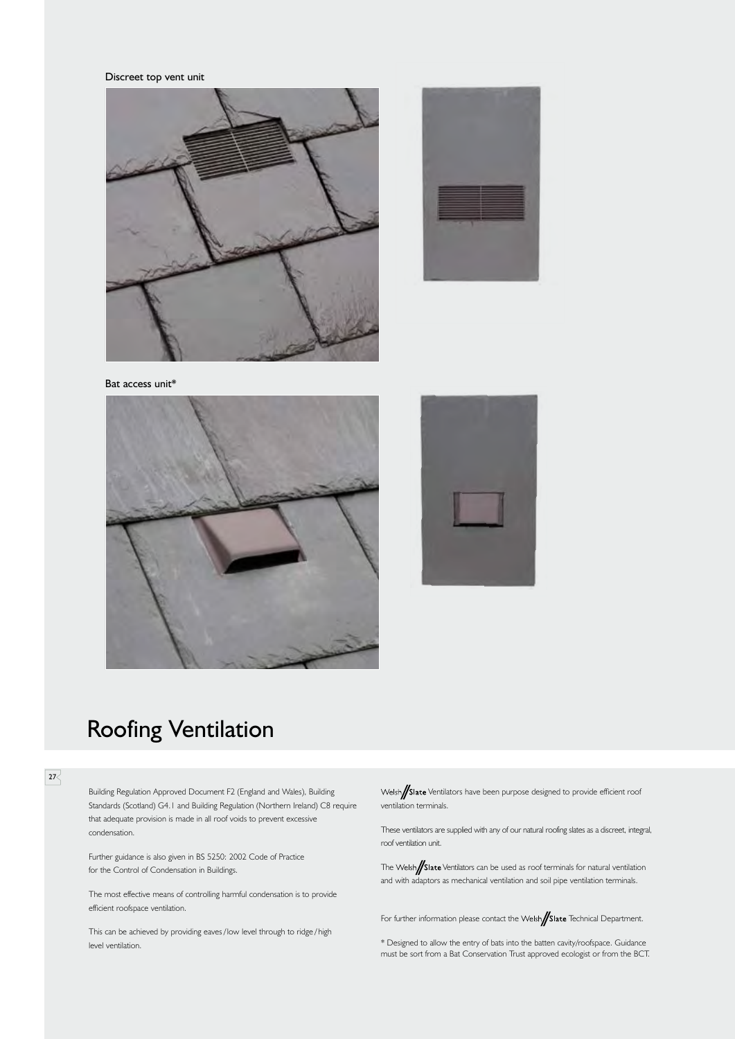Discreet top vent unit

Bat access unit*

# Roofing Ventilation

Building Regulation Approved Document F2 (England and Wales), Building Standards (Scotland) G4.1 and Building Regulation (Northern Ireland) C8 require that adequate provision is made in all roof voids to prevent excessive condensation.

Further guidance is also given in BS 5250: 2002 Code of Practice for the Control of Condensation in Buildings.

The most effective means of controlling harmful condensation is to provide efficient roofspace ventilation.

This can be achieved by providing eaves/low level through to ridge/high level ventilation.

Welsh Slate Ventilators have been purpose designed to provide efficient roof ventilation terminals.

These ventilators are supplied with any of our natural roofing slates as a discreet, integral, roof ventilation unit.

The Welsh Slate Ventilators can be used as roof terminals for natural ventilation and with adaptors as mechanical ventilation and soil pipe ventilation terminals.

For further information please contact the Welsh Slate Technical Department.

* Designed to allow the entry of bats into the batten cavity/roofspace. Guidance must be sort from a Bat Conservation Trust approved ecologist or from the BCT.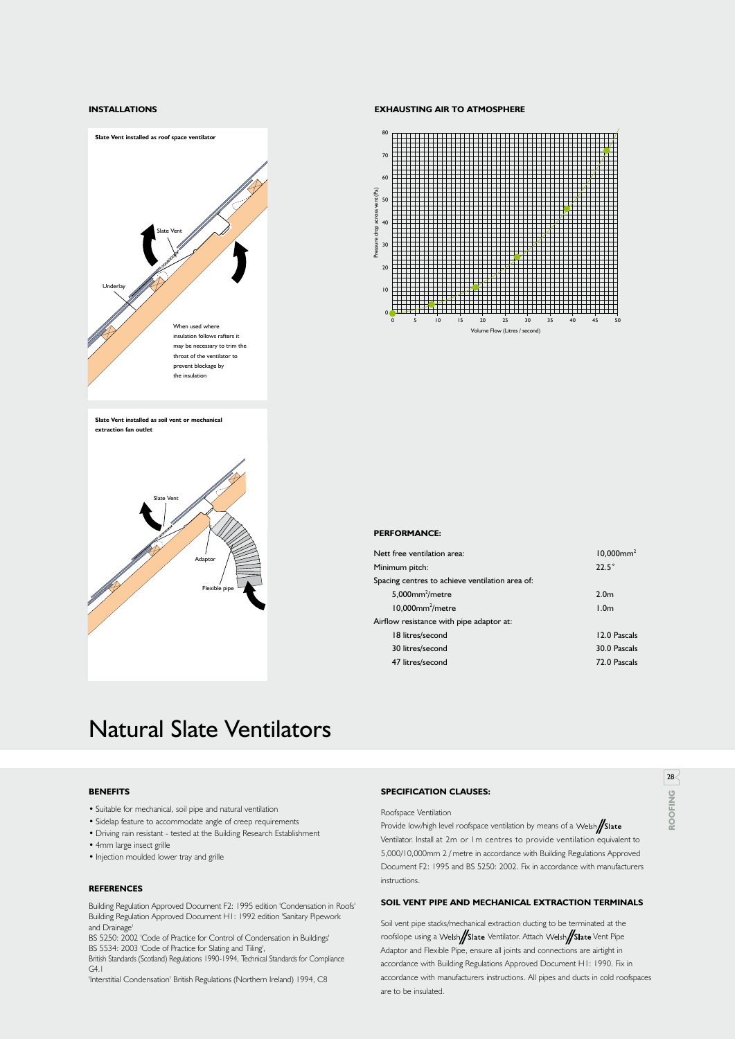## INSTALLATIONS

**Slate Vent installed as roof space ventilator**

Slate Vent

Underlay

When used where insulation follows rafters it may be necessary to trim the throat of the ventilator to prevent blockage by the insulation

**Slate Vent installed as soil vent or mechanical extraction fan outlet**

Slate Vent

Adaptor

Flexible pipe

## EXHAUSTING AIR TO ATMOSPHERE

Pressure drop across vent (Pa)

0 10 20 30 40 50 60 70 80

0 5 10 15 20 25 30 35 40 45 50

Volume Flow (Litres / second)

## PERFORMANCE:

| | |
|---|---|
| Nett free ventilation area: | $10{,}000mm^2$ |
| Minimum pitch: | 22.5° |
| Spacing centres to achieve ventilation area of: | |
| $5{,}000mm^2$/metre | 2.0m |
| $10{,}000mm^2$/metre | 1.0m |
| Airflow resistance with pipe adaptor at: | |
| 18 litres/second | 12.0 Pascals |
| 30 litres/second | 30.0 Pascals |
| 47 litres/second | 72.0 Pascals |

# Natural Slate Ventilators

## BENEFITS

- Suitable for mechanical, soil pipe and natural ventilation
- Sidelap feature to accommodate angle of creep requirements
- Driving rain resistant - tested at the Building Research Establishment
- 4mm large insect grille
- Injection moulded lower tray and grille

## REFERENCES

Building Regulation Approved Document F2: 1995 edition 'Condensation in Roofs'
Building Regulation Approved Document H1: 1992 edition 'Sanitary Pipework and Drainage'
BS 5250: 2002 'Code of Practice for Control of Condensation in Buildings'
BS 5534: 2003 'Code of Practice for Slating and Tiling',
British Standards (Scotland) Regulations 1990-1994, Technical Standards for Compliance G4.1
'Interstitial Condensation' British Regulations (Northern Ireland) 1994, C8

## SPECIFICATION CLAUSES:

Roofspace Ventilation

Provide low/high level roofspace ventilation by means of a Welsh Slate Ventilator. Install at 2m or 1m centres to provide ventilation equivalent to 5,000/10,000mm 2 / metre in accordance with Building Regulations Approved Document F2: 1995 and BS 5250: 2002. Fix in accordance with manufacturers instructions.

## SOIL VENT PIPE AND MECHANICAL EXTRACTION TERMINALS

Soil vent pipe stacks/mechanical extraction ducting to be terminated at the roofslope using a Welsh Slate Ventilator. Attach Welsh Slate Vent Pipe Adaptor and Flexible Pipe, ensure all joints and connections are airtight in accordance with Building Regulations Approved Document H1: 1990. Fix in accordance with manufacturers instructions. All pipes and ducts in cold roofspaces are to be insulated.